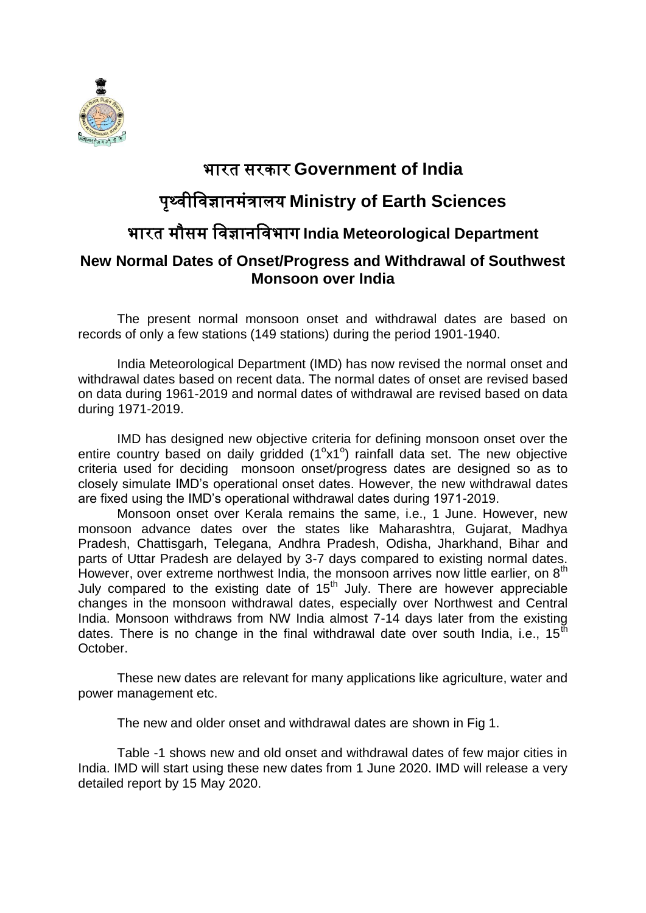# भारत सरकार Government of India

# पृथ्वीविज्ञानमंत्रालय Ministry of Earth Sciences

# भारत मौसम विज्ञानविभाग India Meteorological Department

## New Normal Dates of Onset/Progress and Withdrawal of Southwest Monsoon over India

The present normal monsoon onset and withdrawal dates are based on records of only a few stations (149 stations) during the period 1901-1940.

India Meteorological Department (IMD) has now revised the normal onset and withdrawal dates based on recent data. The normal dates of onset are revised based on data during 1961-2019 and normal dates of withdrawal are revised based on data during 1971-2019.

IMD has designed new objective criteria for defining monsoon onset over the entire country based on daily gridded ($1^{o}$x$1^{o}$) rainfall data set. The new objective criteria used for deciding monsoon onset/progress dates are designed so as to closely simulate IMD's operational onset dates. However, the new withdrawal dates are fixed using the IMD's operational withdrawal dates during 1971-2019.

Monsoon onset over Kerala remains the same, i.e., 1 June. However, new monsoon advance dates over the states like Maharashtra, Gujarat, Madhya Pradesh, Chattisgarh, Telegana, Andhra Pradesh, Odisha, Jharkhand, Bihar and parts of Uttar Pradesh are delayed by 3-7 days compared to existing normal dates. However, over extreme northwest India, the monsoon arrives now little earlier, on 8th July compared to the existing date of 15th July. There are however appreciable changes in the monsoon withdrawal dates, especially over Northwest and Central India. Monsoon withdraws from NW India almost 7-14 days later from the existing dates. There is no change in the final withdrawal date over south India, i.e., 15th October.

These new dates are relevant for many applications like agriculture, water and power management etc.

The new and older onset and withdrawal dates are shown in Fig 1.

Table -1 shows new and old onset and withdrawal dates of few major cities in India. IMD will start using these new dates from 1 June 2020. IMD will release a very detailed report by 15 May 2020.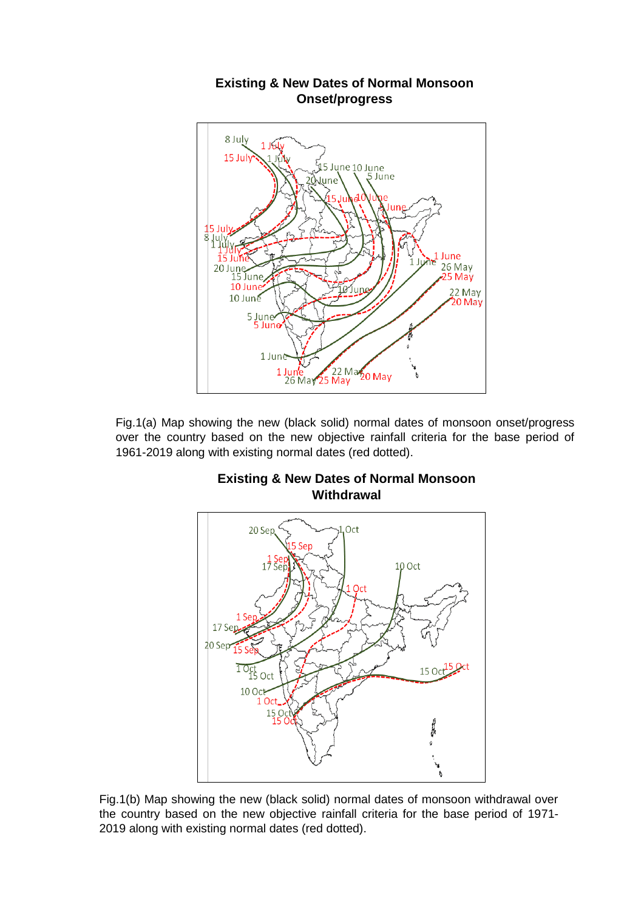**Existing & New Dates of Normal Monsoon Onset/progress**

Fig.1(a) Map showing the new (black solid) normal dates of monsoon onset/progress over the country based on the new objective rainfall criteria for the base period of 1961-2019 along with existing normal dates (red dotted).

**Existing & New Dates of Normal Monsoon Withdrawal**

Fig.1(b) Map showing the new (black solid) normal dates of monsoon withdrawal over the country based on the new objective rainfall criteria for the base period of 1971-2019 along with existing normal dates (red dotted).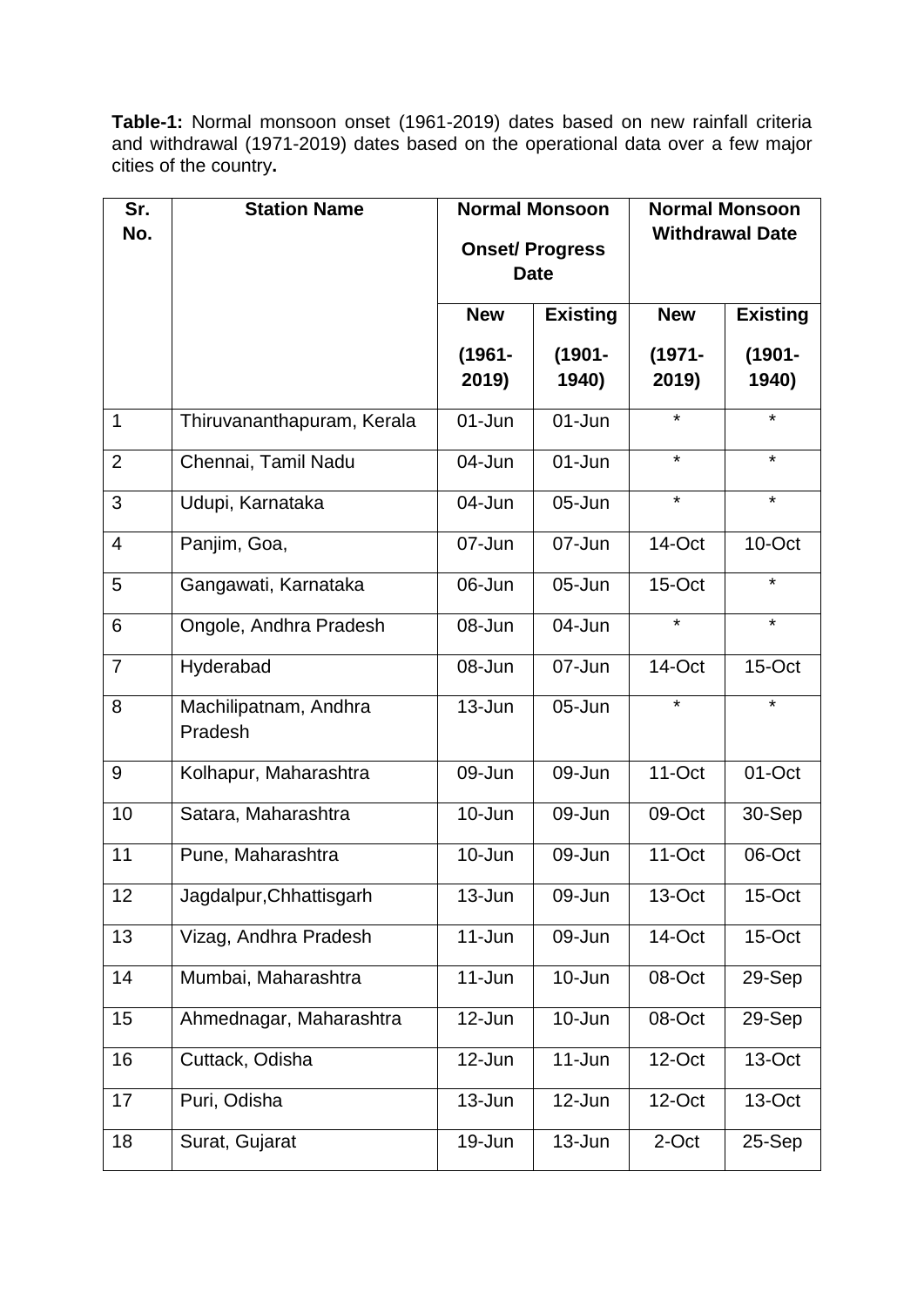**Table-1:** Normal monsoon onset (1961-2019) dates based on new rainfall criteria and withdrawal (1971-2019) dates based on the operational data over a few major cities of the country**.**

| Sr. No. | Station Name | Normal Monsoon Onset/ Progress Date | | Normal Monsoon Withdrawal Date | |
|---|---|---|---|---|---|
| | | **New (1961-2019)** | **Existing (1901-1940)** | **New (1971-2019)** | **Existing (1901-1940)** |
| 1 | Thiruvananthapuram, Kerala | 01-Jun | 01-Jun | * | * |
| 2 | Chennai, Tamil Nadu | 04-Jun | 01-Jun | * | * |
| 3 | Udupi, Karnataka | 04-Jun | 05-Jun | * | * |
| 4 | Panjim, Goa, | 07-Jun | 07-Jun | 14-Oct | 10-Oct |
| 5 | Gangawati, Karnataka | 06-Jun | 05-Jun | 15-Oct | * |
| 6 | Ongole, Andhra Pradesh | 08-Jun | 04-Jun | * | * |
| 7 | Hyderabad | 08-Jun | 07-Jun | 14-Oct | 15-Oct |
| 8 | Machilipatnam, Andhra Pradesh | 13-Jun | 05-Jun | * | * |
| 9 | Kolhapur, Maharashtra | 09-Jun | 09-Jun | 11-Oct | 01-Oct |
| 10 | Satara, Maharashtra | 10-Jun | 09-Jun | 09-Oct | 30-Sep |
| 11 | Pune, Maharashtra | 10-Jun | 09-Jun | 11-Oct | 06-Oct |
| 12 | Jagdalpur,Chhattisgarh | 13-Jun | 09-Jun | 13-Oct | 15-Oct |
| 13 | Vizag, Andhra Pradesh | 11-Jun | 09-Jun | 14-Oct | 15-Oct |
| 14 | Mumbai, Maharashtra | 11-Jun | 10-Jun | 08-Oct | 29-Sep |
| 15 | Ahmednagar, Maharashtra | 12-Jun | 10-Jun | 08-Oct | 29-Sep |
| 16 | Cuttack, Odisha | 12-Jun | 11-Jun | 12-Oct | 13-Oct |
| 17 | Puri, Odisha | 13-Jun | 12-Jun | 12-Oct | 13-Oct |
| 18 | Surat, Gujarat | 19-Jun | 13-Jun | 2-Oct | 25-Sep |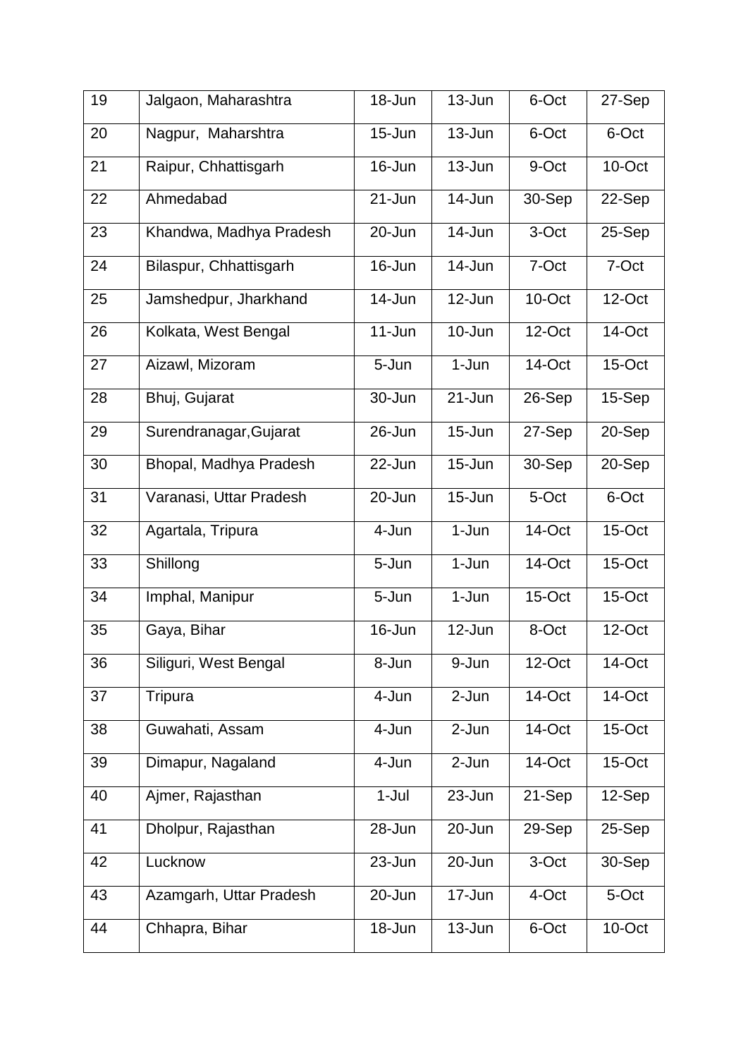| | | | | | |
|---|---|---|---|---|---|
| 19 | Jalgaon, Maharashtra | 18-Jun | 13-Jun | 6-Oct | 27-Sep |
| 20 | Nagpur, Maharshtra | 15-Jun | 13-Jun | 6-Oct | 6-Oct |
| 21 | Raipur, Chhattisgarh | 16-Jun | 13-Jun | 9-Oct | 10-Oct |
| 22 | Ahmedabad | 21-Jun | 14-Jun | 30-Sep | 22-Sep |
| 23 | Khandwa, Madhya Pradesh | 20-Jun | 14-Jun | 3-Oct | 25-Sep |
| 24 | Bilaspur, Chhattisgarh | 16-Jun | 14-Jun | 7-Oct | 7-Oct |
| 25 | Jamshedpur, Jharkhand | 14-Jun | 12-Jun | 10-Oct | 12-Oct |
| 26 | Kolkata, West Bengal | 11-Jun | 10-Jun | 12-Oct | 14-Oct |
| 27 | Aizawl, Mizoram | 5-Jun | 1-Jun | 14-Oct | 15-Oct |
| 28 | Bhuj, Gujarat | 30-Jun | 21-Jun | 26-Sep | 15-Sep |
| 29 | Surendranagar,Gujarat | 26-Jun | 15-Jun | 27-Sep | 20-Sep |
| 30 | Bhopal, Madhya Pradesh | 22-Jun | 15-Jun | 30-Sep | 20-Sep |
| 31 | Varanasi, Uttar Pradesh | 20-Jun | 15-Jun | 5-Oct | 6-Oct |
| 32 | Agartala, Tripura | 4-Jun | 1-Jun | 14-Oct | 15-Oct |
| 33 | Shillong | 5-Jun | 1-Jun | 14-Oct | 15-Oct |
| 34 | Imphal, Manipur | 5-Jun | 1-Jun | 15-Oct | 15-Oct |
| 35 | Gaya, Bihar | 16-Jun | 12-Jun | 8-Oct | 12-Oct |
| 36 | Siliguri, West Bengal | 8-Jun | 9-Jun | 12-Oct | 14-Oct |
| 37 | Tripura | 4-Jun | 2-Jun | 14-Oct | 14-Oct |
| 38 | Guwahati, Assam | 4-Jun | 2-Jun | 14-Oct | 15-Oct |
| 39 | Dimapur, Nagaland | 4-Jun | 2-Jun | 14-Oct | 15-Oct |
| 40 | Ajmer, Rajasthan | 1-Jul | 23-Jun | 21-Sep | 12-Sep |
| 41 | Dholpur, Rajasthan | 28-Jun | 20-Jun | 29-Sep | 25-Sep |
| 42 | Lucknow | 23-Jun | 20-Jun | 3-Oct | 30-Sep |
| 43 | Azamgarh, Uttar Pradesh | 20-Jun | 17-Jun | 4-Oct | 5-Oct |
| 44 | Chhapra, Bihar | 18-Jun | 13-Jun | 6-Oct | 10-Oct |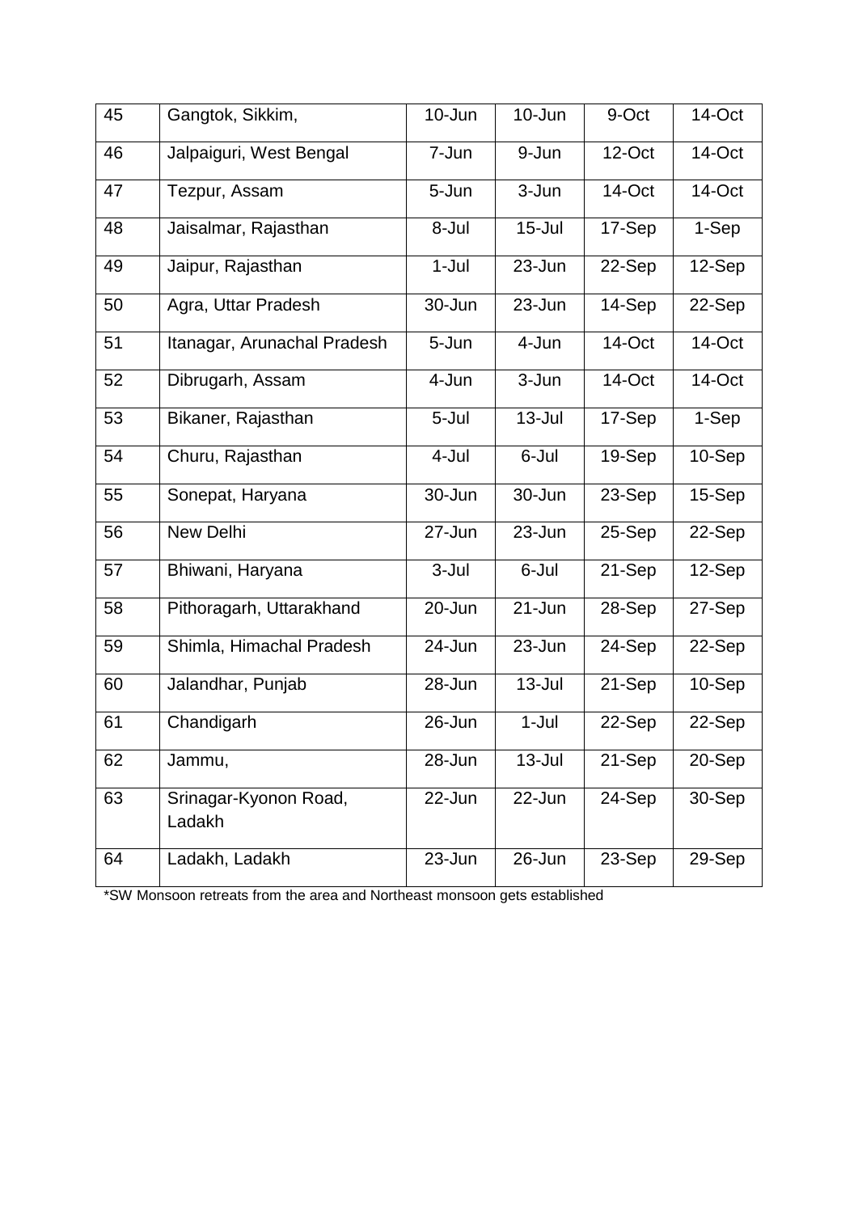| | | | | | |
|---|---|---|---|---|---|
| 45 | Gangtok, Sikkim, | 10-Jun | 10-Jun | 9-Oct | 14-Oct |
| 46 | Jalpaiguri, West Bengal | 7-Jun | 9-Jun | 12-Oct | 14-Oct |
| 47 | Tezpur, Assam | 5-Jun | 3-Jun | 14-Oct | 14-Oct |
| 48 | Jaisalmar, Rajasthan | 8-Jul | 15-Jul | 17-Sep | 1-Sep |
| 49 | Jaipur, Rajasthan | 1-Jul | 23-Jun | 22-Sep | 12-Sep |
| 50 | Agra, Uttar Pradesh | 30-Jun | 23-Jun | 14-Sep | 22-Sep |
| 51 | Itanagar, Arunachal Pradesh | 5-Jun | 4-Jun | 14-Oct | 14-Oct |
| 52 | Dibrugarh, Assam | 4-Jun | 3-Jun | 14-Oct | 14-Oct |
| 53 | Bikaner, Rajasthan | 5-Jul | 13-Jul | 17-Sep | 1-Sep |
| 54 | Churu, Rajasthan | 4-Jul | 6-Jul | 19-Sep | 10-Sep |
| 55 | Sonepat, Haryana | 30-Jun | 30-Jun | 23-Sep | 15-Sep |
| 56 | New Delhi | 27-Jun | 23-Jun | 25-Sep | 22-Sep |
| 57 | Bhiwani, Haryana | 3-Jul | 6-Jul | 21-Sep | 12-Sep |
| 58 | Pithoragarh, Uttarakhand | 20-Jun | 21-Jun | 28-Sep | 27-Sep |
| 59 | Shimla, Himachal Pradesh | 24-Jun | 23-Jun | 24-Sep | 22-Sep |
| 60 | Jalandhar, Punjab | 28-Jun | 13-Jul | 21-Sep | 10-Sep |
| 61 | Chandigarh | 26-Jun | 1-Jul | 22-Sep | 22-Sep |
| 62 | Jammu, | 28-Jun | 13-Jul | 21-Sep | 20-Sep |
| 63 | Srinagar-Kyonon Road, Ladakh | 22-Jun | 22-Jun | 24-Sep | 30-Sep |
| 64 | Ladakh, Ladakh | 23-Jun | 26-Jun | 23-Sep | 29-Sep |

*SW Monsoon retreats from the area and Northeast monsoon gets established